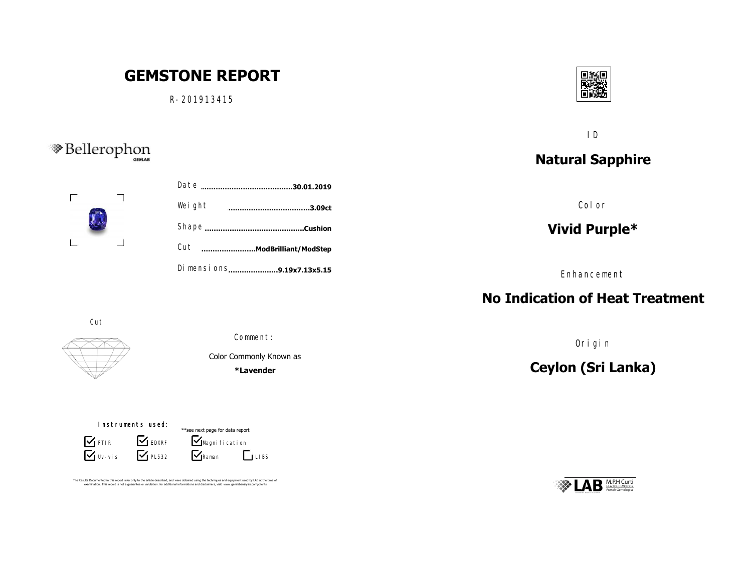# GEMSTONE REPORT

R-201913415

Bellerophon GEMLAB

Date ........................................30.01.2019

Weight ...................................3.09ct

Shape ...........................................Cushion

Cut ........................ModBrilliant/ModStep

Dimensions......................9.19x7.13x5.15

Cut

Comment:

Color Commonly Known as

**\*Lavender**

Instruments used:

**see next page for data report

- [x] FTIR
- [x] EDXRF
- [x] Magnification
- [x] Uv-vis
- [x] PL532
- [x] Raman
- [ ] LIBS

The Results Documented in this report refer only to the article described, and were obtained using the techniques and equipment used by LAB at the time of examination. This report is not a guarantee or valutation. for additional informations and disclaimers, visit www.gemlabanalysis.com/clients

ID

## Natural Sapphire

Color

## Vivid Purple*

Enhancement

## No Indication of Heat Treatment

Origin

## Ceylon (Sri Lanka)

LAB M.P.H Curti
HEAD OF GEMOLOGY
French Gemologist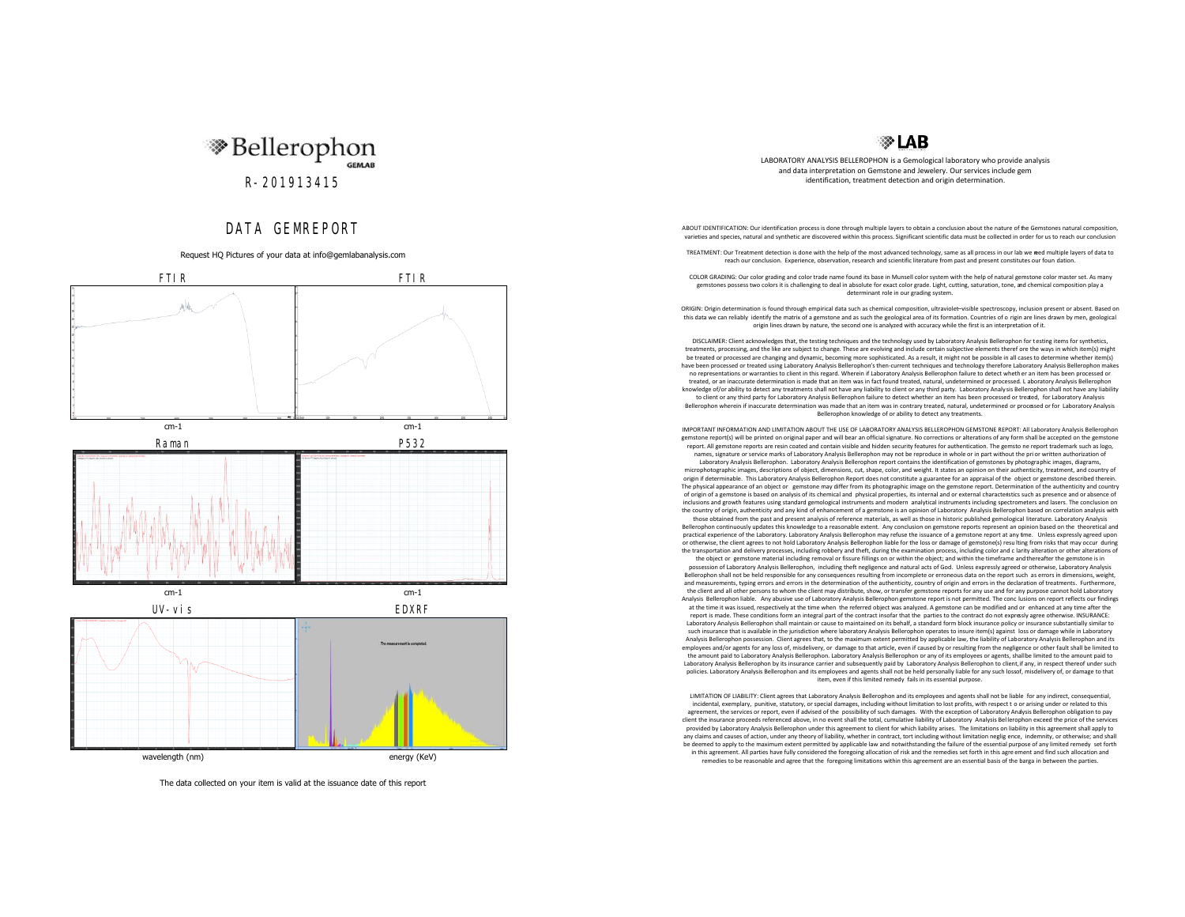# Bellerophon GEMLAB

R-201913415

## DATA GEMREPORT

Request HQ Pictures of your data at info@gemlabanalysis.com

FTIR

cm-1

FTIR

cm-1

Raman

cm-1

P532

cm-1

UV-vis

wavelength (nm)

EDXRF

The measurement is completed.

energy (KeV)

The data collected on your item is valid at the issuance date of this report

# LAB

LABORATORY ANALYSIS BELLEROPHON is a Gemological laboratory who provide analysis and data interpretation on Gemstone and Jewelery. Our services include gem identification, treatment detection and origin determination.

ABOUT IDENTIFICATION: Our identification process is done through multiple layers to obtain a conclusion about the nature of the Gemstones natural composition, varieties and species, natural and synthetic are discovered within this process. Significant scientific data must be collected in order for us to reach our conclusion

TREATMENT: Our Treatment detection is done with the help of the most advanced technology, same as all process in our lab we need multiple layers of data to reach our conclusion. Experience, observation, research and scientific literature from past and present constitutes our foun dation.

COLOR GRADING: Our color grading and color trade name found its base in Munsell color system with the help of natural gemstone color master set. As many gemstones possess two colors it is challenging to deal in absolute for exact color grade. Light, cutting, saturation, tone, and chemical composition play a determinant role in our grading system.

ORIGIN: Origin determination is found through empirical data such as chemical composition, ultraviolet–visible spectroscopy, inclusion present or absent. Based on this data we can reliably identify the matrix of a gemstone and as such the geological area of its formation. Countries of o rigin are lines drawn by men, geological origin lines drawn by nature, the second one is analyzed with accuracy while the first is an interpretation of it.

DISCLAIMER: Client acknowledges that, the testing techniques and the technology used by Laboratory Analysis Bellerophon for t esting items for synthetics, treatments, processing, and the like are subject to change. These are evolving and include certain subjective elements theref ore the ways in which item(s) might be treated or processed are changing and dynamic, becoming more sophisticated. As a result, it might not be possible in all cases to determine whether item(s) have been processed or treated using Laboratory Analysis Bellerophon's then-current techniques and technology therefore Laboratory Analysis Bellerophon makes no representations or warranties to client in this regard. Wherein if Laboratory Analysis Bellerophon failure to detect wheth er an item has been processed or treated, or an inaccurate determination is made that an item was in fact found treated, natural, undetermined or processed. L aboratory Analysis Bellerophon knowledge of/or ability to detect any treatments shall not have any liability to client or any third party. Laboratory Analy sis Bellerophon shall not have any liability to client or any third party for Laboratory Analysis Bellerophon failure to detect whether an item has been processed or treated, for Laboratory Analysis Bellerophon wherein if inaccurate determination was made that an item was in contrary treated, natural, undetermined or processed or for Laboratory Analysis Bellerophon knowledge of or ability to detect any treatments.

IMPORTANT INFORMATION AND LIMITATION ABOUT THE USE OF LABORATORY ANALYSIS BELLEROPHON GEMSTONE REPORT: All Laboratory Analysis Bellerophon gemstone report(s) will be printed on original paper and will bear an official signature. No corrections or alterations of any form shall be accepted on the gemstone report. All gemstone reports are resin coated and contain visible and hidden security features for authentication. The gemsto ne report trademark such as logo, names, signature or service marks of Laboratory Analysis Bellerophon may not be reproduce in whole or in part without the pri or written authorization of Laboratory Analysis Bellerophon. Laboratory Analysis Bellerophon report contains the identification of gemstones by photographic images, diagrams, microphotographic images, descriptions of object, dimensions, cut, shape, color, and weight. It states an opinion on their authenticity, treatment, and country of origin if determinable. This Laboratory Analysis Bellerophon Report does not constitute a guarantee for an appraisal of the object or gemstone described therein. The physical appearance of an object or gemstone may differ from its photographic image on the gemstone report. Determination of the authenticity and country of origin of a gemstone is based on analysis of its chemical and physical properties, its internal and or external characteristics such as presence and or absence of inclusions and growth features using standard gemological instruments and modern analytical instruments including spectrometers and lasers. The conclusion on the country of origin, authenticity and any kind of enhancement of a gemstone is an opinion of Laboratory Analysis Bellerophon based on correlation analysis with those obtained from the past and present analysis of reference materials, as well as those in historic published gemological literature. Laboratory Analysis Bellerophon continuously updates this knowledge to a reasonable extent. Any conclusion on gemstone reports represent an opinion based on the theoretical and practical experience of the Laboratory. Laboratory Analysis Bellerophon may refuse the issuance of a gemstone report at any time. Unless expressly agreed upon or otherwise, the client agrees to not hold Laboratory Analysis Bellerophon liable for the loss or damage of gemstone(s) resu lting from risks that may occur during the transportation and delivery processes, including robbery and theft, during the examination process, including color and c larity alteration or other alterations of the object or gemstone material including removal or fissure fillings on or within the object; and within the timeframe and thereafter the gemstone is in possession of Laboratory Analysis Bellerophon, including theft negligence and natural acts of God. Unless expressly agreed or otherwise, Laboratory Analysis Bellerophon shall not be held responsible for any consequences resulting from incomplete or erroneous data on the report such as errors in dimensions, weight, and measurements, typing errors and errors in the determination of the authenticity, country of origin and errors in the declaration of treatments. Furthermore, the client and all other persons to whom the client may distribute, show, or transfer gemstone reports for any use and for any purpose cannot hold Laboratory Analysis Bellerophon liable. Any abusive use of Laboratory Analysis Bellerophon gemstone report is not permitted. The conc lusions on report reflects our findings at the time it was issued, respectively at the time when the referred object was analyzed. A gemstone can be modified and or enhanced at any time after the report is made. These conditions form an integral part of the contract insofar that the parties to the contract do not expressly agree otherwise. INSURANCE: Laboratory Analysis Bellerophon shall maintain or cause to maintained on its behalf, a standard form block insurance policy or insurance substantially similar to such insurance that is available in the jurisdiction where laboratory Analysis Bellerophon operates to insure item(s) against loss or damage while in Laboratory Analysis Bellerophon possession. Client agrees that, to the maximum extent permitted by applicable law, the liability of Laboratory Analysis Bellerophon and its employees and/or agents for any loss of, misdelivery, or damage to that article, even if caused by or resulting from the negligence or other fault shall be limited to the amount paid to Laboratory Analysis Bellerophon. Laboratory Analysis Bellerophon or any of its employees or agents, shall be limited to the amount paid to Laboratory Analysis Bellerophon by its insurance carrier and subsequently paid by Laboratory Analysis Bellerophon to client, if any, in respect thereof under such policies. Laboratory Analysis Bellerophon and its employees and agents shall not be held personally liable for any such lossof, misdelivery of, or damage to that item, even if this limited remedy fails in its essential purpose.

LIMITATION OF LIABILITY: Client agrees that Laboratory Analysis Bellerophon and its employees and agents shall not be liable for any indirect, consequential, incidental, exemplary, punitive, statutory, or special damages, including without limitation to lost profits, with respect t o or arising under or related to this agreement, the services or report, even if advised of the possibility of such damages. With the exception of Laboratory Analysis Bellerophon obligation to pay client the insurance proceeds referenced above, in no event shall the total, cumulative liability of Laboratory Analysis Bel lerophon exceed the price of the services provided by Laboratory Analysis Bellerophon under this agreement to client for which liability arises. The limitations on liability in this agreement shall apply to any claims and causes of action, under any theory of liability, whether in contract, tort including without limitation neglig ence, indemnity, or otherwise; and shall be deemed to apply to the maximum extent permitted by applicable law and notwithstanding the failure of the essential purpose of any limited remedy set forth in this agreement. All parties have fully considered the foregoing allocation of risk and the remedies set forth in this agre ement and find such allocation and remedies to be reasonable and agree that the foregoing limitations within this agreement are an essential basis of the barga in between the parties.